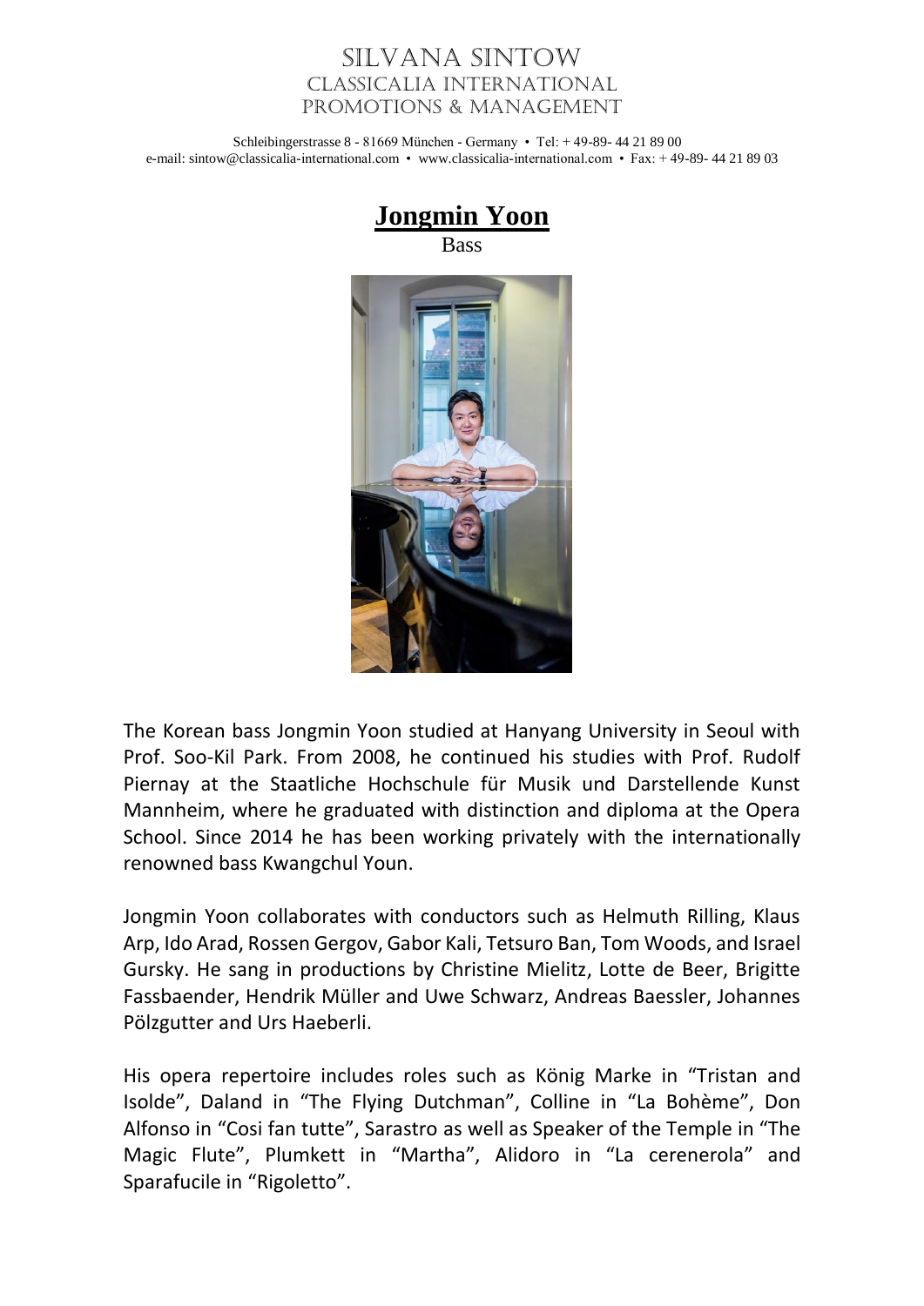SILVANA SINTOW
CLASSICALIA INTERNATIONAL
PROMOTIONS & MANAGEMENT

Schleibingerstrasse 8 - 81669 München - Germany • Tel: + 49-89- 44 21 89 00
e-mail: sintow@classicalia-international.com • www.classicalia-international.com • Fax: + 49-89- 44 21 89 03

# Jongmin Yoon

Bass

The Korean bass Jongmin Yoon studied at Hanyang University in Seoul with Prof. Soo-Kil Park. From 2008, he continued his studies with Prof. Rudolf Piernay at the Staatliche Hochschule für Musik und Darstellende Kunst Mannheim, where he graduated with distinction and diploma at the Opera School. Since 2014 he has been working privately with the internationally renowned bass Kwangchul Youn.

Jongmin Yoon collaborates with conductors such as Helmuth Rilling, Klaus Arp, Ido Arad, Rossen Gergov, Gabor Kali, Tetsuro Ban, Tom Woods, and Israel Gursky. He sang in productions by Christine Mielitz, Lotte de Beer, Brigitte Fassbaender, Hendrik Müller and Uwe Schwarz, Andreas Baessler, Johannes Pölzgutter and Urs Haeberli.

His opera repertoire includes roles such as König Marke in “Tristan and Isolde”, Daland in “The Flying Dutchman”, Colline in “La Bohème”, Don Alfonso in “Cosi fan tutte”, Sarastro as well as Speaker of the Temple in “The Magic Flute”, Plumkett in “Martha”, Alidoro in “La cerenerola” and Sparafucile in “Rigoletto”.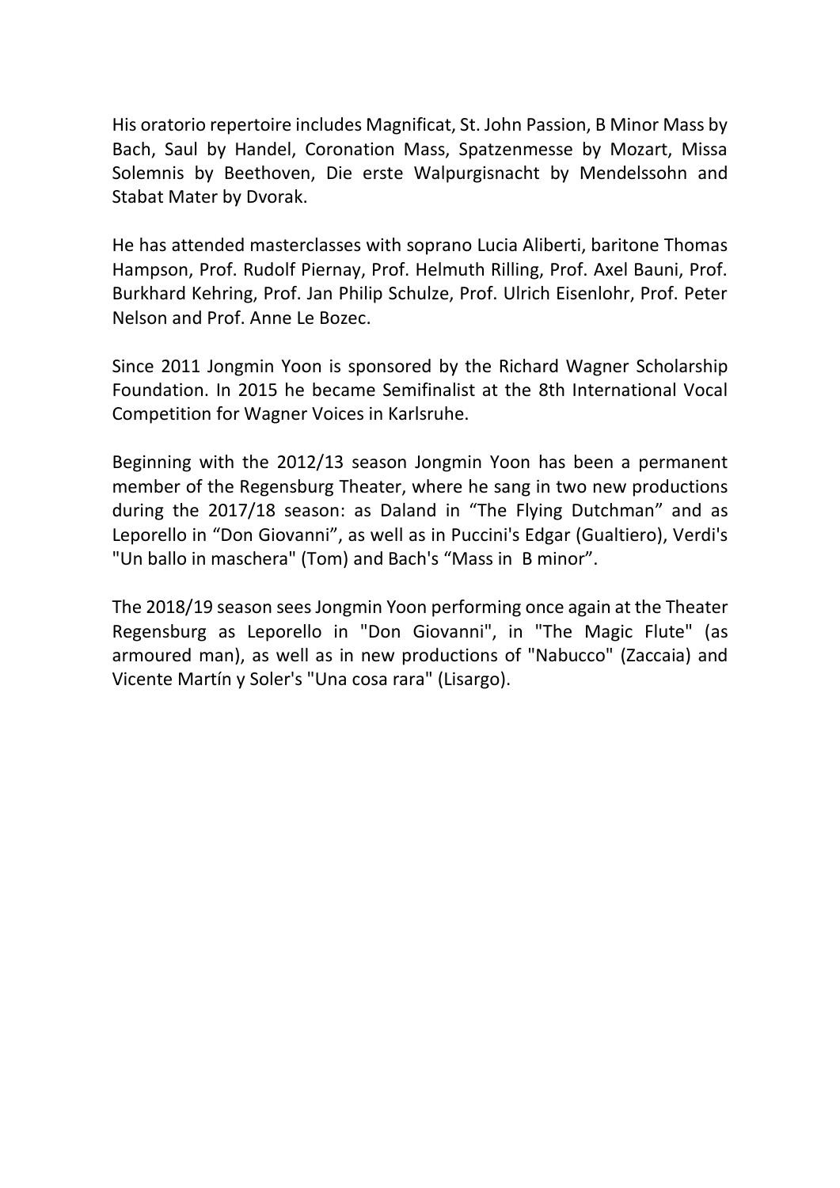His oratorio repertoire includes Magnificat, St. John Passion, B Minor Mass by Bach, Saul by Handel, Coronation Mass, Spatzenmesse by Mozart, Missa Solemnis by Beethoven, Die erste Walpurgisnacht by Mendelssohn and Stabat Mater by Dvorak.

He has attended masterclasses with soprano Lucia Aliberti, baritone Thomas Hampson, Prof. Rudolf Piernay, Prof. Helmuth Rilling, Prof. Axel Bauni, Prof. Burkhard Kehring, Prof. Jan Philip Schulze, Prof. Ulrich Eisenlohr, Prof. Peter Nelson and Prof. Anne Le Bozec.

Since 2011 Jongmin Yoon is sponsored by the Richard Wagner Scholarship Foundation. In 2015 he became Semifinalist at the 8th International Vocal Competition for Wagner Voices in Karlsruhe.

Beginning with the 2012/13 season Jongmin Yoon has been a permanent member of the Regensburg Theater, where he sang in two new productions during the 2017/18 season: as Daland in "The Flying Dutchman" and as Leporello in "Don Giovanni", as well as in Puccini's Edgar (Gualtiero), Verdi's "Un ballo in maschera" (Tom) and Bach's "Mass in B minor".

The 2018/19 season sees Jongmin Yoon performing once again at the Theater Regensburg as Leporello in "Don Giovanni", in "The Magic Flute" (as armoured man), as well as in new productions of "Nabucco" (Zaccaia) and Vicente Martín y Soler's "Una cosa rara" (Lisargo).